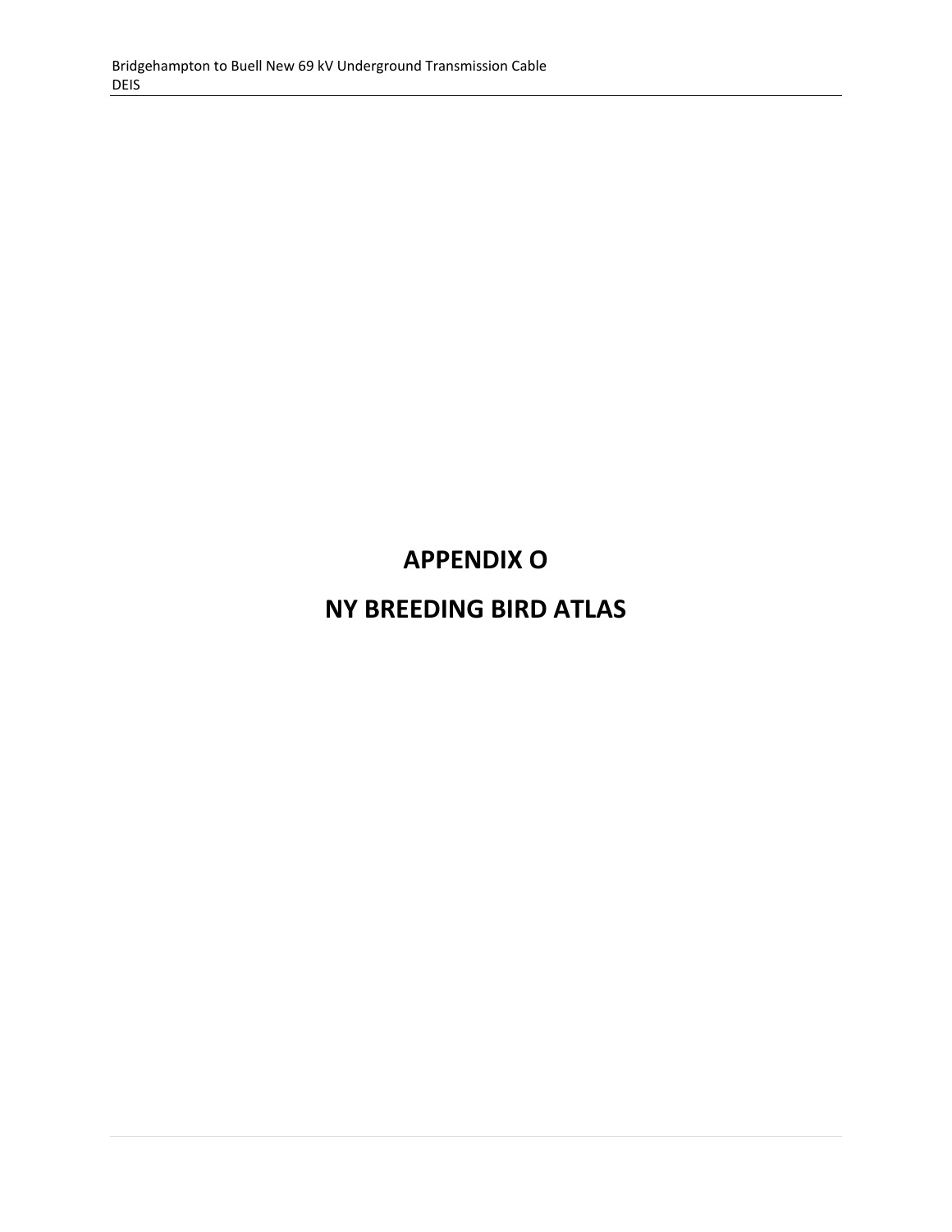# APPENDIX O

# NY BREEDING BIRD ATLAS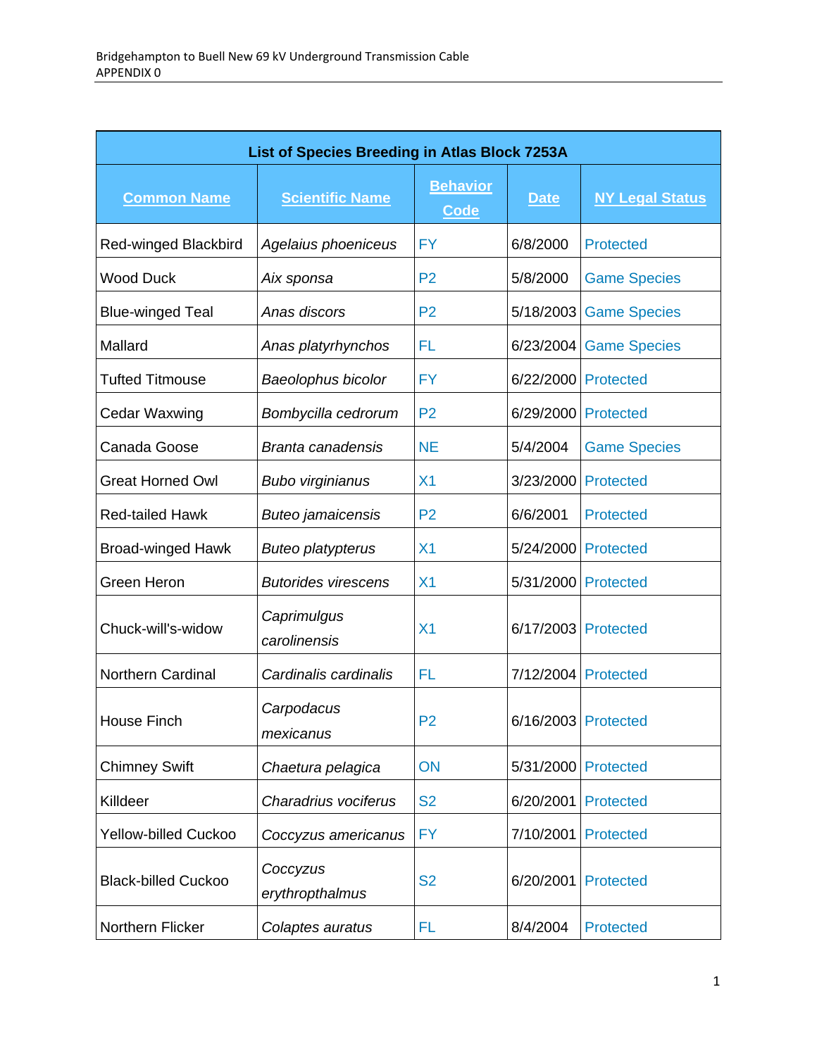| List of Species Breeding in Atlas Block 7253A | | | | |
|---|---|---|---|---|
| **Common Name** | **Scientific Name** | **Behavior Code** | **Date** | **NY Legal Status** |
| Red-winged Blackbird | *Agelaius phoeniceus* | FY | 6/8/2000 | Protected |
| Wood Duck | *Aix sponsa* | P2 | 5/8/2000 | Game Species |
| Blue-winged Teal | *Anas discors* | P2 | 5/18/2003 | Game Species |
| Mallard | *Anas platyrhynchos* | FL | 6/23/2004 | Game Species |
| Tufted Titmouse | *Baeolophus bicolor* | FY | 6/22/2000 | Protected |
| Cedar Waxwing | *Bombycilla cedrorum* | P2 | 6/29/2000 | Protected |
| Canada Goose | *Branta canadensis* | NE | 5/4/2004 | Game Species |
| Great Horned Owl | *Bubo virginianus* | X1 | 3/23/2000 | Protected |
| Red-tailed Hawk | *Buteo jamaicensis* | P2 | 6/6/2001 | Protected |
| Broad-winged Hawk | *Buteo platypterus* | X1 | 5/24/2000 | Protected |
| Green Heron | *Butorides virescens* | X1 | 5/31/2000 | Protected |
| Chuck-will's-widow | *Caprimulgus carolinensis* | X1 | 6/17/2003 | Protected |
| Northern Cardinal | *Cardinalis cardinalis* | FL | 7/12/2004 | Protected |
| House Finch | *Carpodacus mexicanus* | P2 | 6/16/2003 | Protected |
| Chimney Swift | *Chaetura pelagica* | ON | 5/31/2000 | Protected |
| Killdeer | *Charadrius vociferus* | S2 | 6/20/2001 | Protected |
| Yellow-billed Cuckoo | *Coccyzus americanus* | FY | 7/10/2001 | Protected |
| Black-billed Cuckoo | *Coccyzus erythropthalmus* | S2 | 6/20/2001 | Protected |
| Northern Flicker | *Colaptes auratus* | FL | 8/4/2004 | Protected |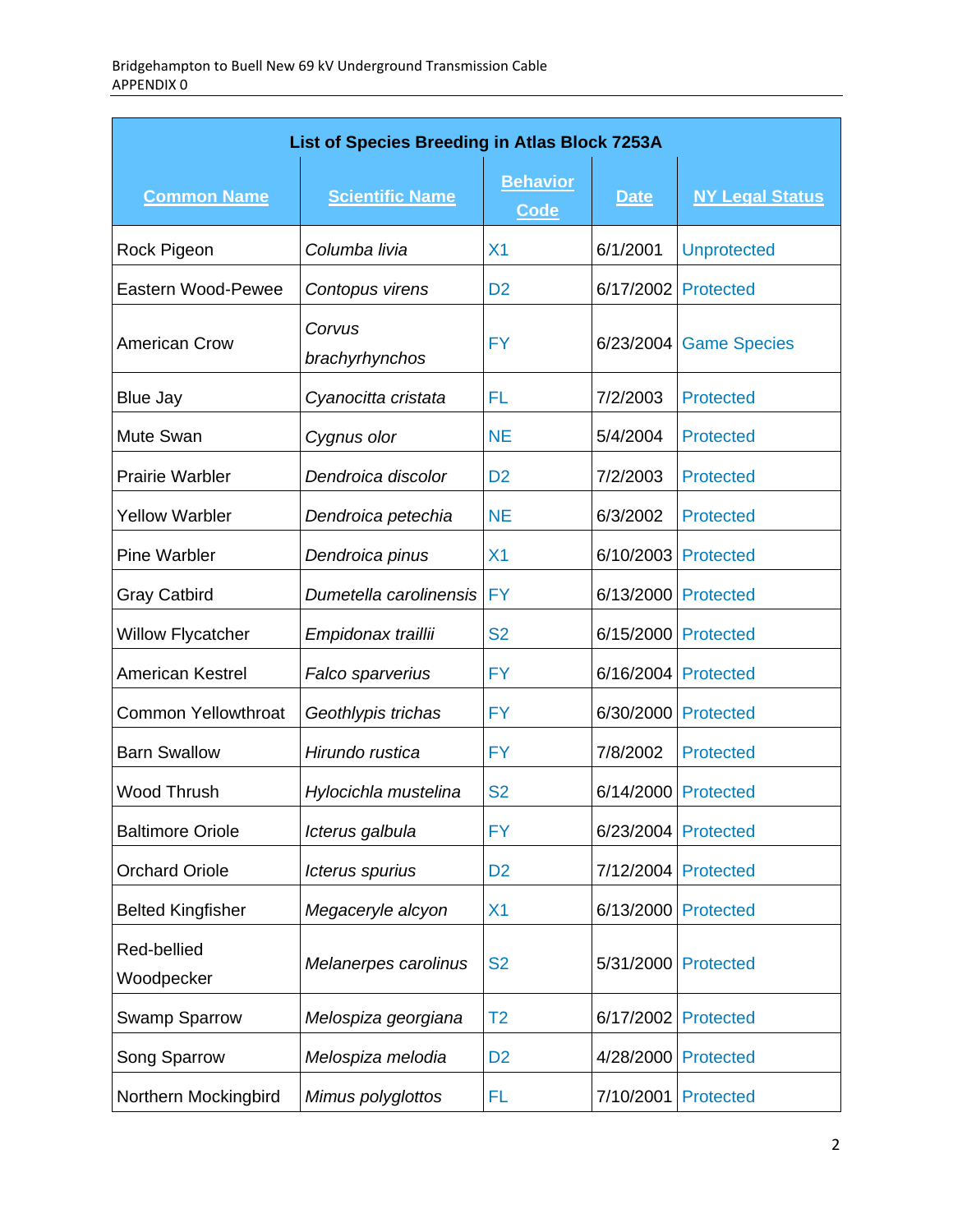| List of Species Breeding in Atlas Block 7253A | | | | |
|---|---|---|---|---|
| **Common Name** | **Scientific Name** | **Behavior Code** | **Date** | **NY Legal Status** |
| Rock Pigeon | *Columba livia* | X1 | 6/1/2001 | Unprotected |
| Eastern Wood-Pewee | *Contopus virens* | D2 | 6/17/2002 | Protected |
| American Crow | *Corvus brachyrhynchos* | FY | 6/23/2004 | Game Species |
| Blue Jay | *Cyanocitta cristata* | FL | 7/2/2003 | Protected |
| Mute Swan | *Cygnus olor* | NE | 5/4/2004 | Protected |
| Prairie Warbler | *Dendroica discolor* | D2 | 7/2/2003 | Protected |
| Yellow Warbler | *Dendroica petechia* | NE | 6/3/2002 | Protected |
| Pine Warbler | *Dendroica pinus* | X1 | 6/10/2003 | Protected |
| Gray Catbird | *Dumetella carolinensis* | FY | 6/13/2000 | Protected |
| Willow Flycatcher | *Empidonax traillii* | S2 | 6/15/2000 | Protected |
| American Kestrel | *Falco sparverius* | FY | 6/16/2004 | Protected |
| Common Yellowthroat | *Geothlypis trichas* | FY | 6/30/2000 | Protected |
| Barn Swallow | *Hirundo rustica* | FY | 7/8/2002 | Protected |
| Wood Thrush | *Hylocichla mustelina* | S2 | 6/14/2000 | Protected |
| Baltimore Oriole | *Icterus galbula* | FY | 6/23/2004 | Protected |
| Orchard Oriole | *Icterus spurius* | D2 | 7/12/2004 | Protected |
| Belted Kingfisher | *Megaceryle alcyon* | X1 | 6/13/2000 | Protected |
| Red-bellied Woodpecker | *Melanerpes carolinus* | S2 | 5/31/2000 | Protected |
| Swamp Sparrow | *Melospiza georgiana* | T2 | 6/17/2002 | Protected |
| Song Sparrow | *Melospiza melodia* | D2 | 4/28/2000 | Protected |
| Northern Mockingbird | *Mimus polyglottos* | FL | 7/10/2001 | Protected |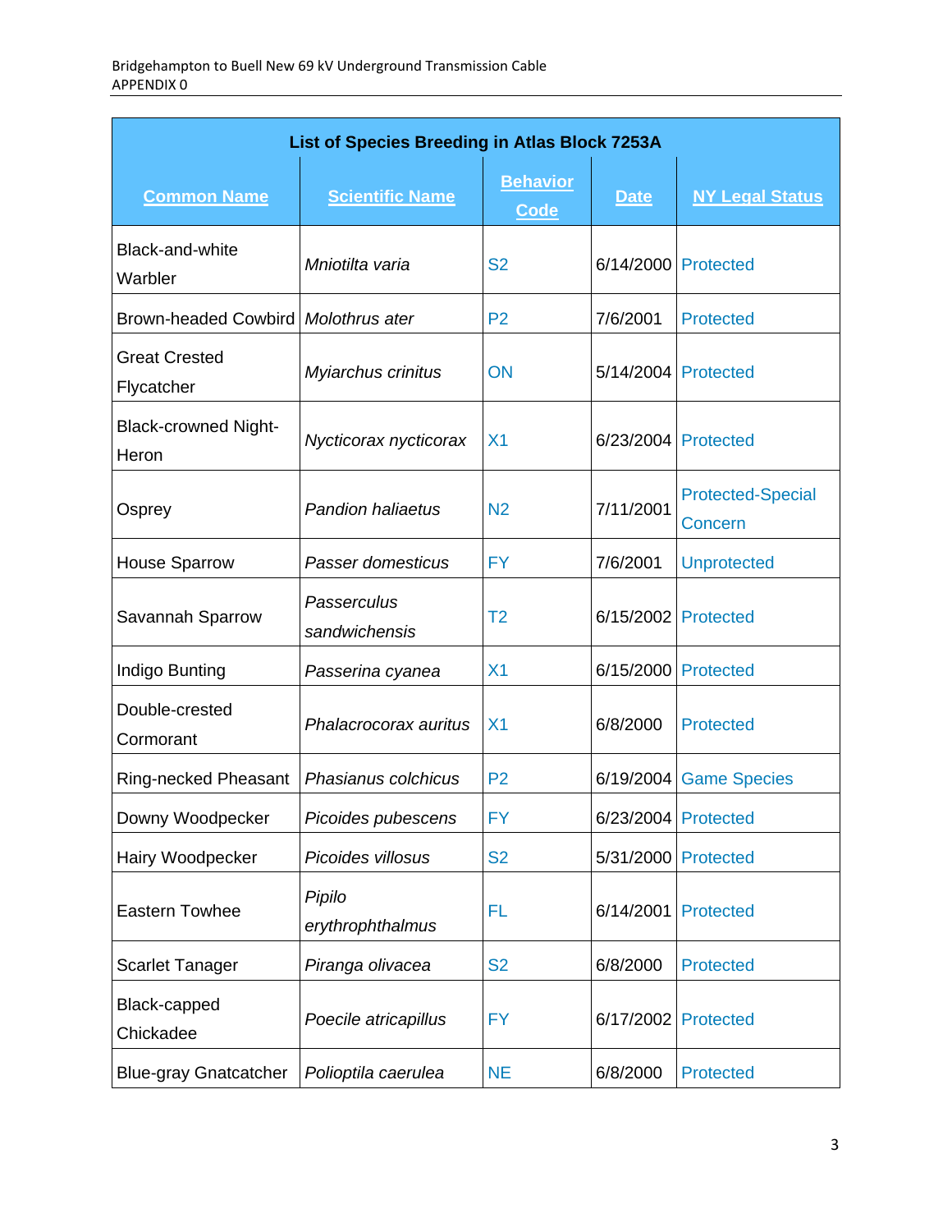| List of Species Breeding in Atlas Block 7253A | | | | |
|---|---|---|---|---|
| Common Name | Scientific Name | Behavior Code | Date | NY Legal Status |
| Black-and-white Warbler | *Mniotilta varia* | S2 | 6/14/2000 | Protected |
| Brown-headed Cowbird | *Molothrus ater* | P2 | 7/6/2001 | Protected |
| Great Crested Flycatcher | *Myiarchus crinitus* | ON | 5/14/2004 | Protected |
| Black-crowned Night-Heron | *Nycticorax nycticorax* | X1 | 6/23/2004 | Protected |
| Osprey | *Pandion haliaetus* | N2 | 7/11/2001 | Protected-Special Concern |
| House Sparrow | *Passer domesticus* | FY | 7/6/2001 | Unprotected |
| Savannah Sparrow | *Passerculus sandwichensis* | T2 | 6/15/2002 | Protected |
| Indigo Bunting | *Passerina cyanea* | X1 | 6/15/2000 | Protected |
| Double-crested Cormorant | *Phalacrocorax auritus* | X1 | 6/8/2000 | Protected |
| Ring-necked Pheasant | *Phasianus colchicus* | P2 | 6/19/2004 | Game Species |
| Downy Woodpecker | *Picoides pubescens* | FY | 6/23/2004 | Protected |
| Hairy Woodpecker | *Picoides villosus* | S2 | 5/31/2000 | Protected |
| Eastern Towhee | *Pipilo erythrophthalmus* | FL | 6/14/2001 | Protected |
| Scarlet Tanager | *Piranga olivacea* | S2 | 6/8/2000 | Protected |
| Black-capped Chickadee | *Poecile atricapillus* | FY | 6/17/2002 | Protected |
| Blue-gray Gnatcatcher | *Polioptila caerulea* | NE | 6/8/2000 | Protected |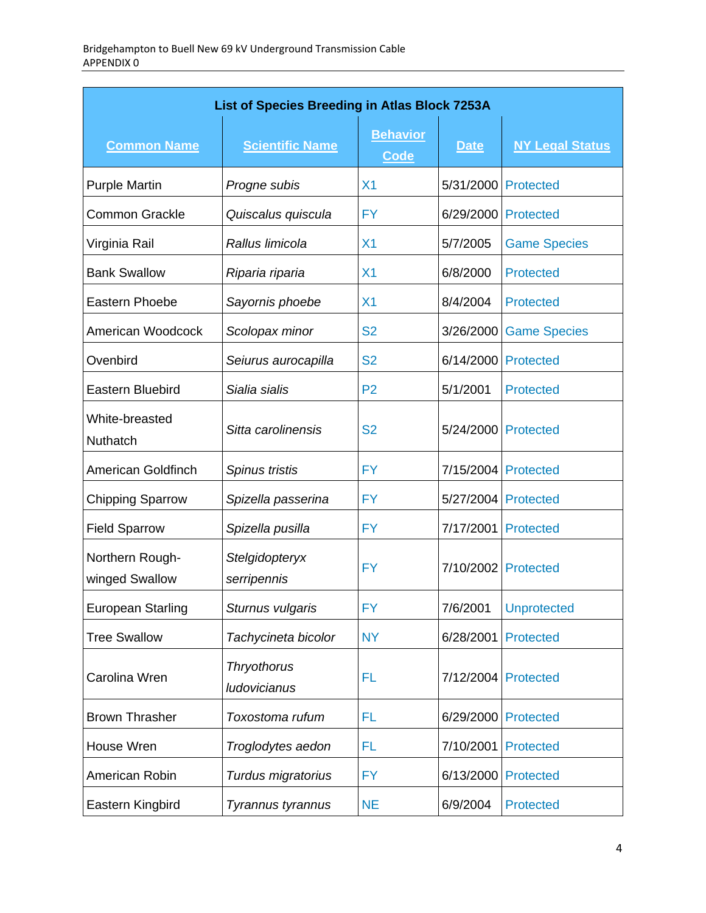| List of Species Breeding in Atlas Block 7253A | | | | |
|---|---|---|---|---|
| **Common Name** | **Scientific Name** | **Behavior Code** | **Date** | **NY Legal Status** |
| Purple Martin | *Progne subis* | X1 | 5/31/2000 | Protected |
| Common Grackle | *Quiscalus quiscula* | FY | 6/29/2000 | Protected |
| Virginia Rail | *Rallus limicola* | X1 | 5/7/2005 | Game Species |
| Bank Swallow | *Riparia riparia* | X1 | 6/8/2000 | Protected |
| Eastern Phoebe | *Sayornis phoebe* | X1 | 8/4/2004 | Protected |
| American Woodcock | *Scolopax minor* | S2 | 3/26/2000 | Game Species |
| Ovenbird | *Seiurus aurocapilla* | S2 | 6/14/2000 | Protected |
| Eastern Bluebird | *Sialia sialis* | P2 | 5/1/2001 | Protected |
| White-breasted Nuthatch | *Sitta carolinensis* | S2 | 5/24/2000 | Protected |
| American Goldfinch | *Spinus tristis* | FY | 7/15/2004 | Protected |
| Chipping Sparrow | *Spizella passerina* | FY | 5/27/2004 | Protected |
| Field Sparrow | *Spizella pusilla* | FY | 7/17/2001 | Protected |
| Northern Rough-winged Swallow | *Stelgidopteryx serripennis* | FY | 7/10/2002 | Protected |
| European Starling | *Sturnus vulgaris* | FY | 7/6/2001 | Unprotected |
| Tree Swallow | *Tachycineta bicolor* | NY | 6/28/2001 | Protected |
| Carolina Wren | *Thryothorus ludovicianus* | FL | 7/12/2004 | Protected |
| Brown Thrasher | *Toxostoma rufum* | FL | 6/29/2000 | Protected |
| House Wren | *Troglodytes aedon* | FL | 7/10/2001 | Protected |
| American Robin | *Turdus migratorius* | FY | 6/13/2000 | Protected |
| Eastern Kingbird | *Tyrannus tyrannus* | NE | 6/9/2004 | Protected |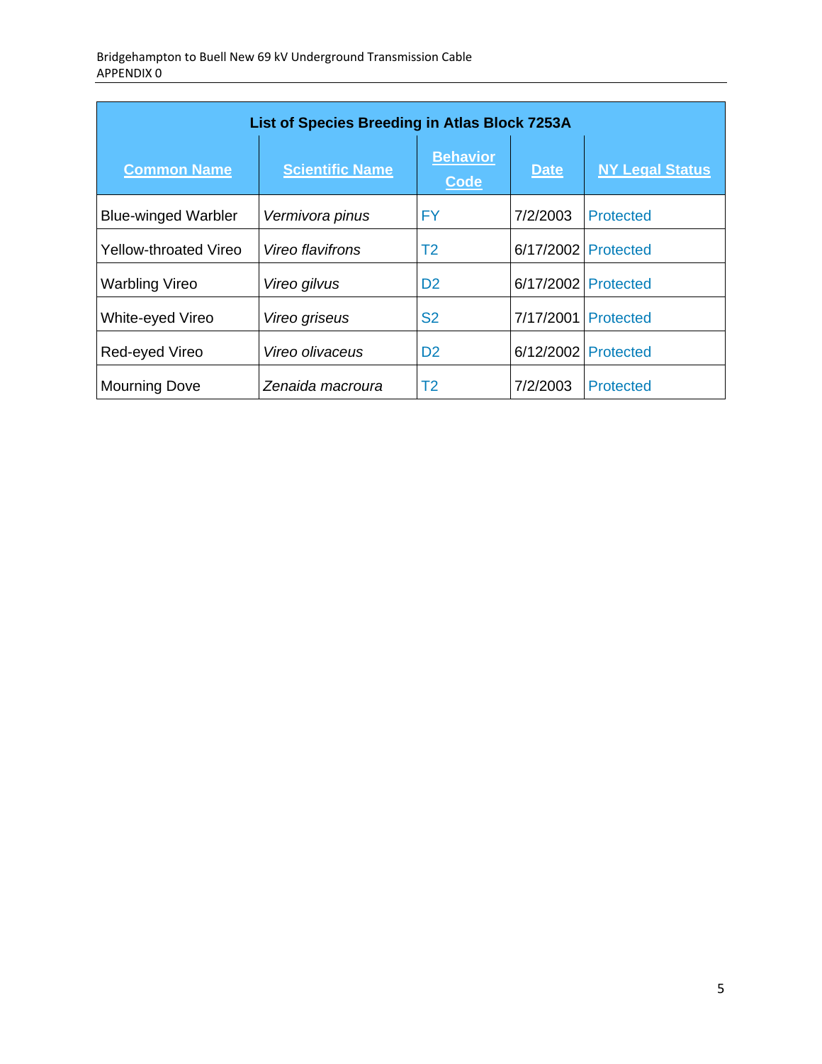| List of Species Breeding in Atlas Block 7253A | | | | |
|---|---|---|---|---|
| **Common Name** | **Scientific Name** | **Behavior Code** | **Date** | **NY Legal Status** |
| Blue-winged Warbler | *Vermivora pinus* | FY | 7/2/2003 | Protected |
| Yellow-throated Vireo | *Vireo flavifrons* | T2 | 6/17/2002 | Protected |
| Warbling Vireo | *Vireo gilvus* | D2 | 6/17/2002 | Protected |
| White-eyed Vireo | *Vireo griseus* | S2 | 7/17/2001 | Protected |
| Red-eyed Vireo | *Vireo olivaceus* | D2 | 6/12/2002 | Protected |
| Mourning Dove | *Zenaida macroura* | T2 | 7/2/2003 | Protected |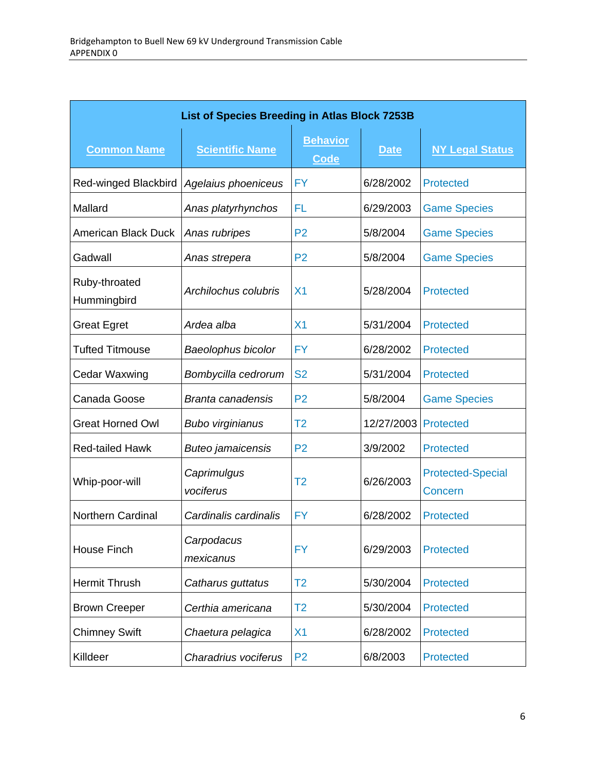| List of Species Breeding in Atlas Block 7253B | | | | |
|---|---|---|---|---|
| **Common Name** | **Scientific Name** | **Behavior Code** | **Date** | **NY Legal Status** |
| Red-winged Blackbird | *Agelaius phoeniceus* | FY | 6/28/2002 | Protected |
| Mallard | *Anas platyrhynchos* | FL | 6/29/2003 | Game Species |
| American Black Duck | *Anas rubripes* | P2 | 5/8/2004 | Game Species |
| Gadwall | *Anas strepera* | P2 | 5/8/2004 | Game Species |
| Ruby-throated Hummingbird | *Archilochus colubris* | X1 | 5/28/2004 | Protected |
| Great Egret | *Ardea alba* | X1 | 5/31/2004 | Protected |
| Tufted Titmouse | *Baeolophus bicolor* | FY | 6/28/2002 | Protected |
| Cedar Waxwing | *Bombycilla cedrorum* | S2 | 5/31/2004 | Protected |
| Canada Goose | *Branta canadensis* | P2 | 5/8/2004 | Game Species |
| Great Horned Owl | *Bubo virginianus* | T2 | 12/27/2003 | Protected |
| Red-tailed Hawk | *Buteo jamaicensis* | P2 | 3/9/2002 | Protected |
| Whip-poor-will | *Caprimulgus vociferus* | T2 | 6/26/2003 | Protected-Special Concern |
| Northern Cardinal | *Cardinalis cardinalis* | FY | 6/28/2002 | Protected |
| House Finch | *Carpodacus mexicanus* | FY | 6/29/2003 | Protected |
| Hermit Thrush | *Catharus guttatus* | T2 | 5/30/2004 | Protected |
| Brown Creeper | *Certhia americana* | T2 | 5/30/2004 | Protected |
| Chimney Swift | *Chaetura pelagica* | X1 | 6/28/2002 | Protected |
| Killdeer | *Charadrius vociferus* | P2 | 6/8/2003 | Protected |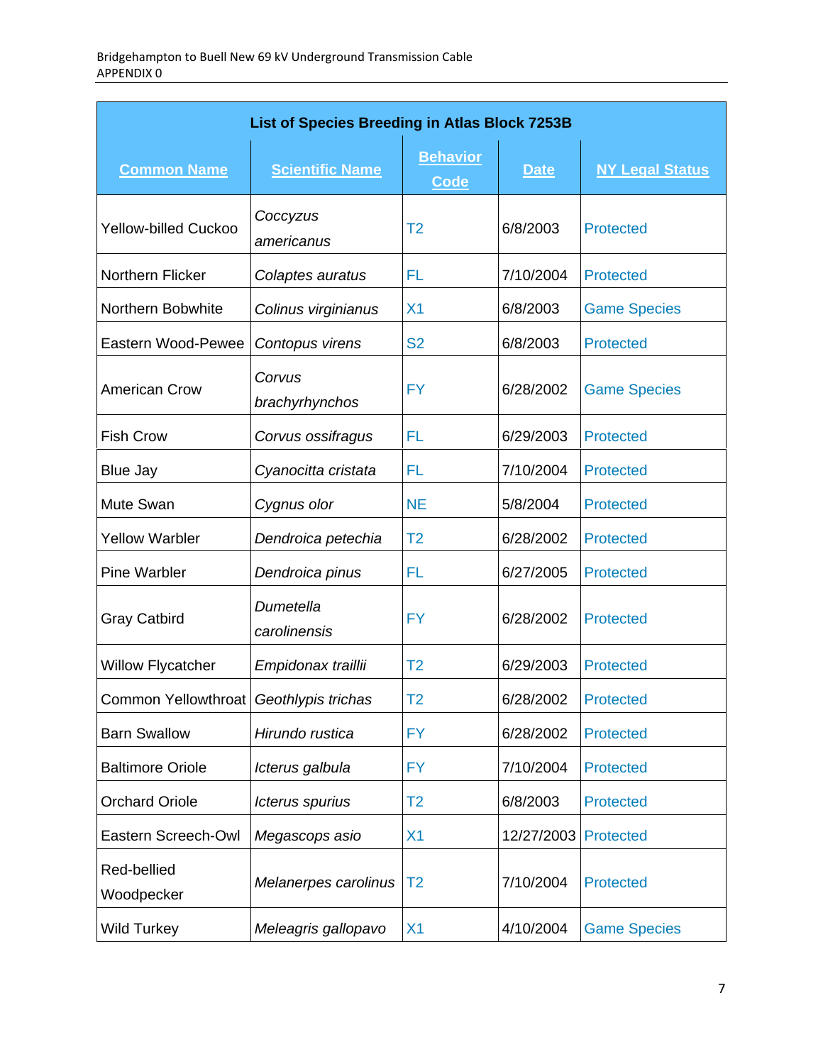| List of Species Breeding in Atlas Block 7253B | | | | |
|---|---|---|---|---|
| **Common Name** | **Scientific Name** | **Behavior Code** | **Date** | **NY Legal Status** |
| Yellow-billed Cuckoo | *Coccyzus americanus* | T2 | 6/8/2003 | Protected |
| Northern Flicker | *Colaptes auratus* | FL | 7/10/2004 | Protected |
| Northern Bobwhite | *Colinus virginianus* | X1 | 6/8/2003 | Game Species |
| Eastern Wood-Pewee | *Contopus virens* | S2 | 6/8/2003 | Protected |
| American Crow | *Corvus brachyrhynchos* | FY | 6/28/2002 | Game Species |
| Fish Crow | *Corvus ossifragus* | FL | 6/29/2003 | Protected |
| Blue Jay | *Cyanocitta cristata* | FL | 7/10/2004 | Protected |
| Mute Swan | *Cygnus olor* | NE | 5/8/2004 | Protected |
| Yellow Warbler | *Dendroica petechia* | T2 | 6/28/2002 | Protected |
| Pine Warbler | *Dendroica pinus* | FL | 6/27/2005 | Protected |
| Gray Catbird | *Dumetella carolinensis* | FY | 6/28/2002 | Protected |
| Willow Flycatcher | *Empidonax traillii* | T2 | 6/29/2003 | Protected |
| Common Yellowthroat | *Geothlypis trichas* | T2 | 6/28/2002 | Protected |
| Barn Swallow | *Hirundo rustica* | FY | 6/28/2002 | Protected |
| Baltimore Oriole | *Icterus galbula* | FY | 7/10/2004 | Protected |
| Orchard Oriole | *Icterus spurius* | T2 | 6/8/2003 | Protected |
| Eastern Screech-Owl | *Megascops asio* | X1 | 12/27/2003 | Protected |
| Red-bellied Woodpecker | *Melanerpes carolinus* | T2 | 7/10/2004 | Protected |
| Wild Turkey | *Meleagris gallopavo* | X1 | 4/10/2004 | Game Species |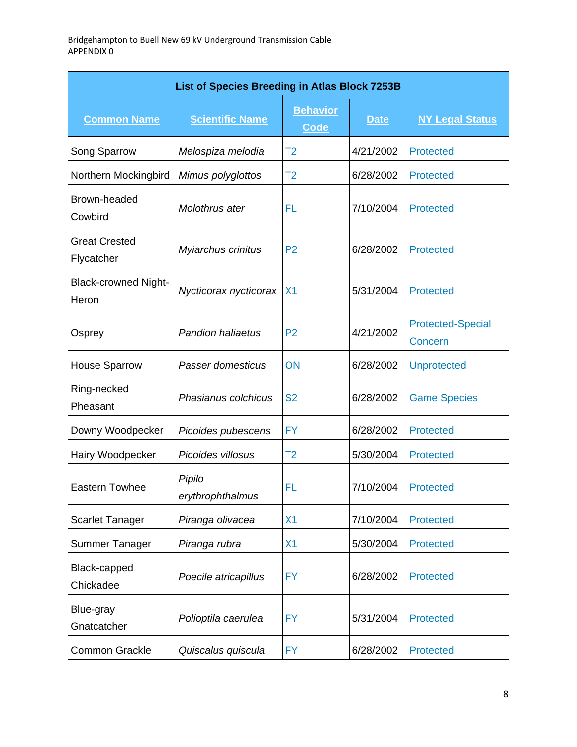| List of Species Breeding in Atlas Block 7253B | | | | |
|---|---|---|---|---|
| **Common Name** | **Scientific Name** | **Behavior Code** | **Date** | **NY Legal Status** |
| Song Sparrow | *Melospiza melodia* | T2 | 4/21/2002 | Protected |
| Northern Mockingbird | *Mimus polyglottos* | T2 | 6/28/2002 | Protected |
| Brown-headed Cowbird | *Molothrus ater* | FL | 7/10/2004 | Protected |
| Great Crested Flycatcher | *Myiarchus crinitus* | P2 | 6/28/2002 | Protected |
| Black-crowned Night-Heron | *Nycticorax nycticorax* | X1 | 5/31/2004 | Protected |
| Osprey | *Pandion haliaetus* | P2 | 4/21/2002 | Protected-Special Concern |
| House Sparrow | *Passer domesticus* | ON | 6/28/2002 | Unprotected |
| Ring-necked Pheasant | *Phasianus colchicus* | S2 | 6/28/2002 | Game Species |
| Downy Woodpecker | *Picoides pubescens* | FY | 6/28/2002 | Protected |
| Hairy Woodpecker | *Picoides villosus* | T2 | 5/30/2004 | Protected |
| Eastern Towhee | *Pipilo erythrophthalmus* | FL | 7/10/2004 | Protected |
| Scarlet Tanager | *Piranga olivacea* | X1 | 7/10/2004 | Protected |
| Summer Tanager | *Piranga rubra* | X1 | 5/30/2004 | Protected |
| Black-capped Chickadee | *Poecile atricapillus* | FY | 6/28/2002 | Protected |
| Blue-gray Gnatcatcher | *Polioptila caerulea* | FY | 5/31/2004 | Protected |
| Common Grackle | *Quiscalus quiscula* | FY | 6/28/2002 | Protected |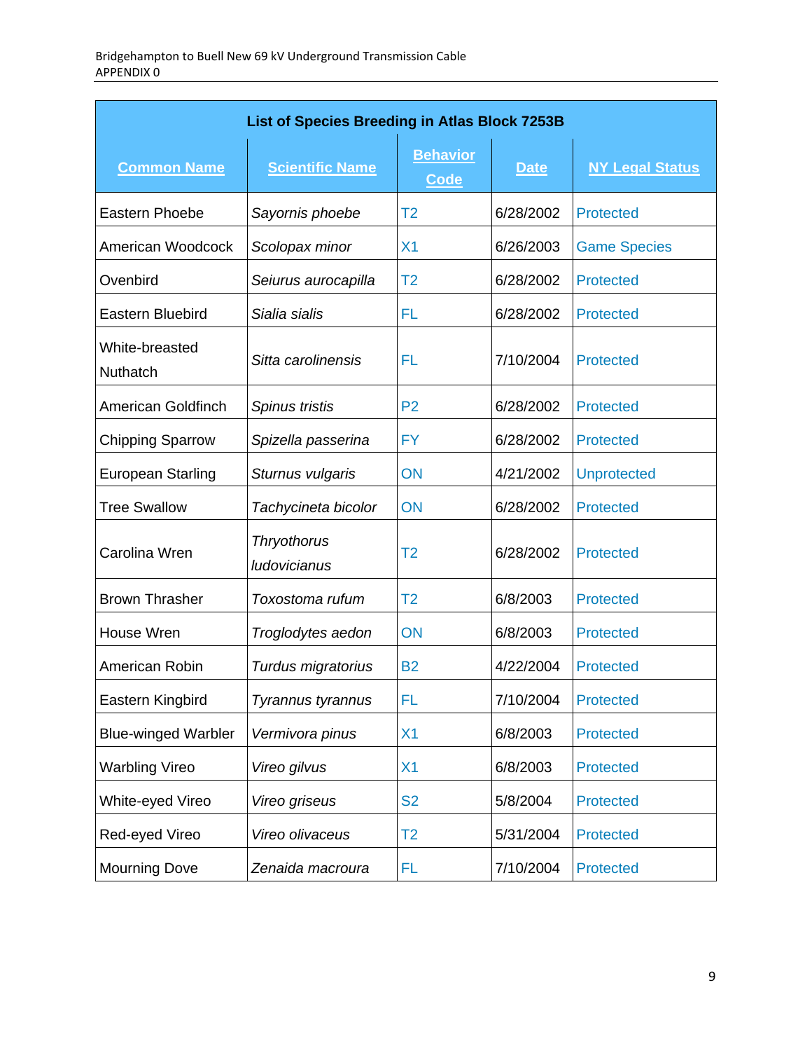| List of Species Breeding in Atlas Block 7253B | | | | |
|---|---|---|---|---|
| **Common Name** | **Scientific Name** | **Behavior Code** | **Date** | **NY Legal Status** |
| Eastern Phoebe | *Sayornis phoebe* | T2 | 6/28/2002 | Protected |
| American Woodcock | *Scolopax minor* | X1 | 6/26/2003 | Game Species |
| Ovenbird | *Seiurus aurocapilla* | T2 | 6/28/2002 | Protected |
| Eastern Bluebird | *Sialia sialis* | FL | 6/28/2002 | Protected |
| White-breasted Nuthatch | *Sitta carolinensis* | FL | 7/10/2004 | Protected |
| American Goldfinch | *Spinus tristis* | P2 | 6/28/2002 | Protected |
| Chipping Sparrow | *Spizella passerina* | FY | 6/28/2002 | Protected |
| European Starling | *Sturnus vulgaris* | ON | 4/21/2002 | Unprotected |
| Tree Swallow | *Tachycineta bicolor* | ON | 6/28/2002 | Protected |
| Carolina Wren | *Thryothorus ludovicianus* | T2 | 6/28/2002 | Protected |
| Brown Thrasher | *Toxostoma rufum* | T2 | 6/8/2003 | Protected |
| House Wren | *Troglodytes aedon* | ON | 6/8/2003 | Protected |
| American Robin | *Turdus migratorius* | B2 | 4/22/2004 | Protected |
| Eastern Kingbird | *Tyrannus tyrannus* | FL | 7/10/2004 | Protected |
| Blue-winged Warbler | *Vermivora pinus* | X1 | 6/8/2003 | Protected |
| Warbling Vireo | *Vireo gilvus* | X1 | 6/8/2003 | Protected |
| White-eyed Vireo | *Vireo griseus* | S2 | 5/8/2004 | Protected |
| Red-eyed Vireo | *Vireo olivaceus* | T2 | 5/31/2004 | Protected |
| Mourning Dove | *Zenaida macroura* | FL | 7/10/2004 | Protected |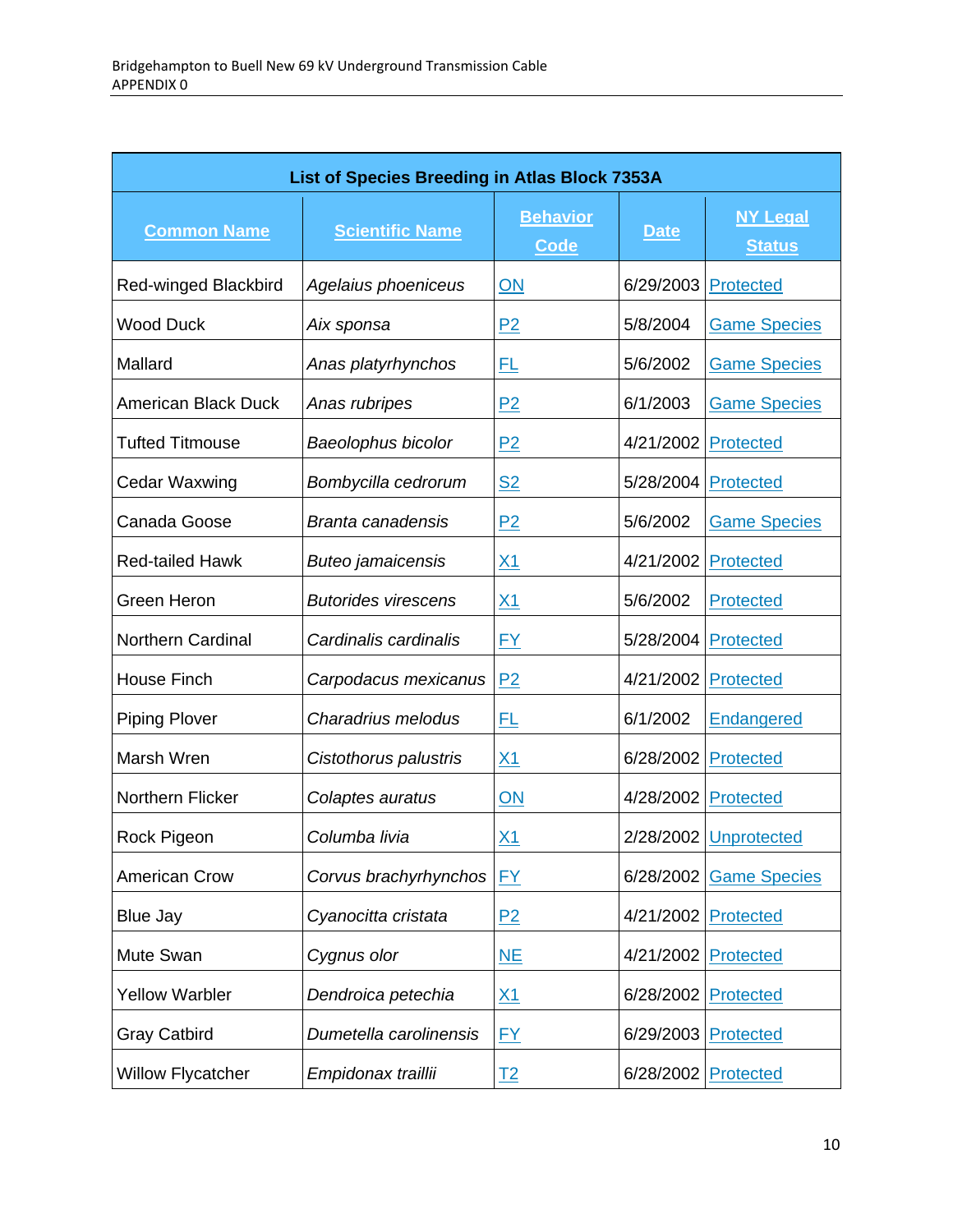| List of Species Breeding in Atlas Block 7353A | | | | |
|---|---|---|---|---|
| **Common Name** | **Scientific Name** | **Behavior Code** | **Date** | **NY Legal Status** |
| Red-winged Blackbird | *Agelaius phoeniceus* | ON | 6/29/2003 | Protected |
| Wood Duck | *Aix sponsa* | P2 | 5/8/2004 | Game Species |
| Mallard | *Anas platyrhynchos* | FL | 5/6/2002 | Game Species |
| American Black Duck | *Anas rubripes* | P2 | 6/1/2003 | Game Species |
| Tufted Titmouse | *Baeolophus bicolor* | P2 | 4/21/2002 | Protected |
| Cedar Waxwing | *Bombycilla cedrorum* | S2 | 5/28/2004 | Protected |
| Canada Goose | *Branta canadensis* | P2 | 5/6/2002 | Game Species |
| Red-tailed Hawk | *Buteo jamaicensis* | X1 | 4/21/2002 | Protected |
| Green Heron | *Butorides virescens* | X1 | 5/6/2002 | Protected |
| Northern Cardinal | *Cardinalis cardinalis* | FY | 5/28/2004 | Protected |
| House Finch | *Carpodacus mexicanus* | P2 | 4/21/2002 | Protected |
| Piping Plover | *Charadrius melodus* | FL | 6/1/2002 | Endangered |
| Marsh Wren | *Cistothorus palustris* | X1 | 6/28/2002 | Protected |
| Northern Flicker | *Colaptes auratus* | ON | 4/28/2002 | Protected |
| Rock Pigeon | *Columba livia* | X1 | 2/28/2002 | Unprotected |
| American Crow | *Corvus brachyrhynchos* | FY | 6/28/2002 | Game Species |
| Blue Jay | *Cyanocitta cristata* | P2 | 4/21/2002 | Protected |
| Mute Swan | *Cygnus olor* | NE | 4/21/2002 | Protected |
| Yellow Warbler | *Dendroica petechia* | X1 | 6/28/2002 | Protected |
| Gray Catbird | *Dumetella carolinensis* | FY | 6/29/2003 | Protected |
| Willow Flycatcher | *Empidonax traillii* | T2 | 6/28/2002 | Protected |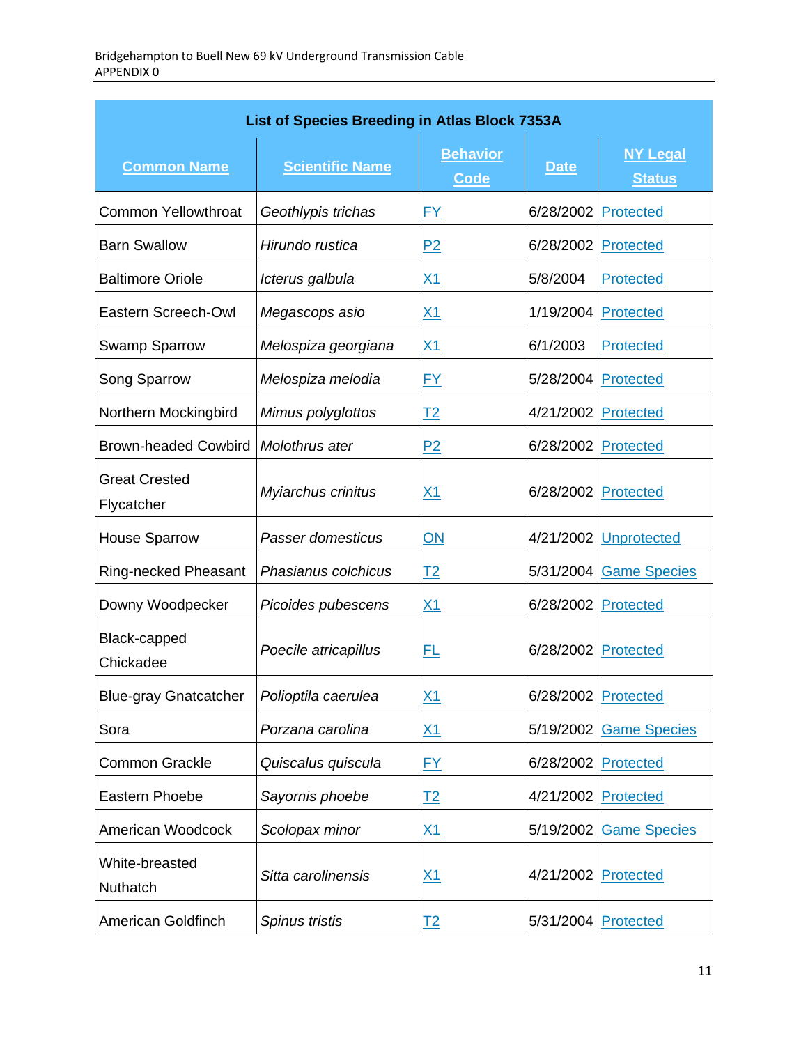| List of Species Breeding in Atlas Block 7353A | | | | |
|---|---|---|---|---|
| **Common Name** | **Scientific Name** | **Behavior Code** | **Date** | **NY Legal Status** |
| Common Yellowthroat | *Geothlypis trichas* | FY | 6/28/2002 | Protected |
| Barn Swallow | *Hirundo rustica* | P2 | 6/28/2002 | Protected |
| Baltimore Oriole | *Icterus galbula* | X1 | 5/8/2004 | Protected |
| Eastern Screech-Owl | *Megascops asio* | X1 | 1/19/2004 | Protected |
| Swamp Sparrow | *Melospiza georgiana* | X1 | 6/1/2003 | Protected |
| Song Sparrow | *Melospiza melodia* | FY | 5/28/2004 | Protected |
| Northern Mockingbird | *Mimus polyglottos* | T2 | 4/21/2002 | Protected |
| Brown-headed Cowbird | *Molothrus ater* | P2 | 6/28/2002 | Protected |
| Great Crested Flycatcher | *Myiarchus crinitus* | X1 | 6/28/2002 | Protected |
| House Sparrow | *Passer domesticus* | ON | 4/21/2002 | Unprotected |
| Ring-necked Pheasant | *Phasianus colchicus* | T2 | 5/31/2004 | Game Species |
| Downy Woodpecker | *Picoides pubescens* | X1 | 6/28/2002 | Protected |
| Black-capped Chickadee | *Poecile atricapillus* | FL | 6/28/2002 | Protected |
| Blue-gray Gnatcatcher | *Polioptila caerulea* | X1 | 6/28/2002 | Protected |
| Sora | *Porzana carolina* | X1 | 5/19/2002 | Game Species |
| Common Grackle | *Quiscalus quiscula* | FY | 6/28/2002 | Protected |
| Eastern Phoebe | *Sayornis phoebe* | T2 | 4/21/2002 | Protected |
| American Woodcock | *Scolopax minor* | X1 | 5/19/2002 | Game Species |
| White-breasted Nuthatch | *Sitta carolinensis* | X1 | 4/21/2002 | Protected |
| American Goldfinch | *Spinus tristis* | T2 | 5/31/2004 | Protected |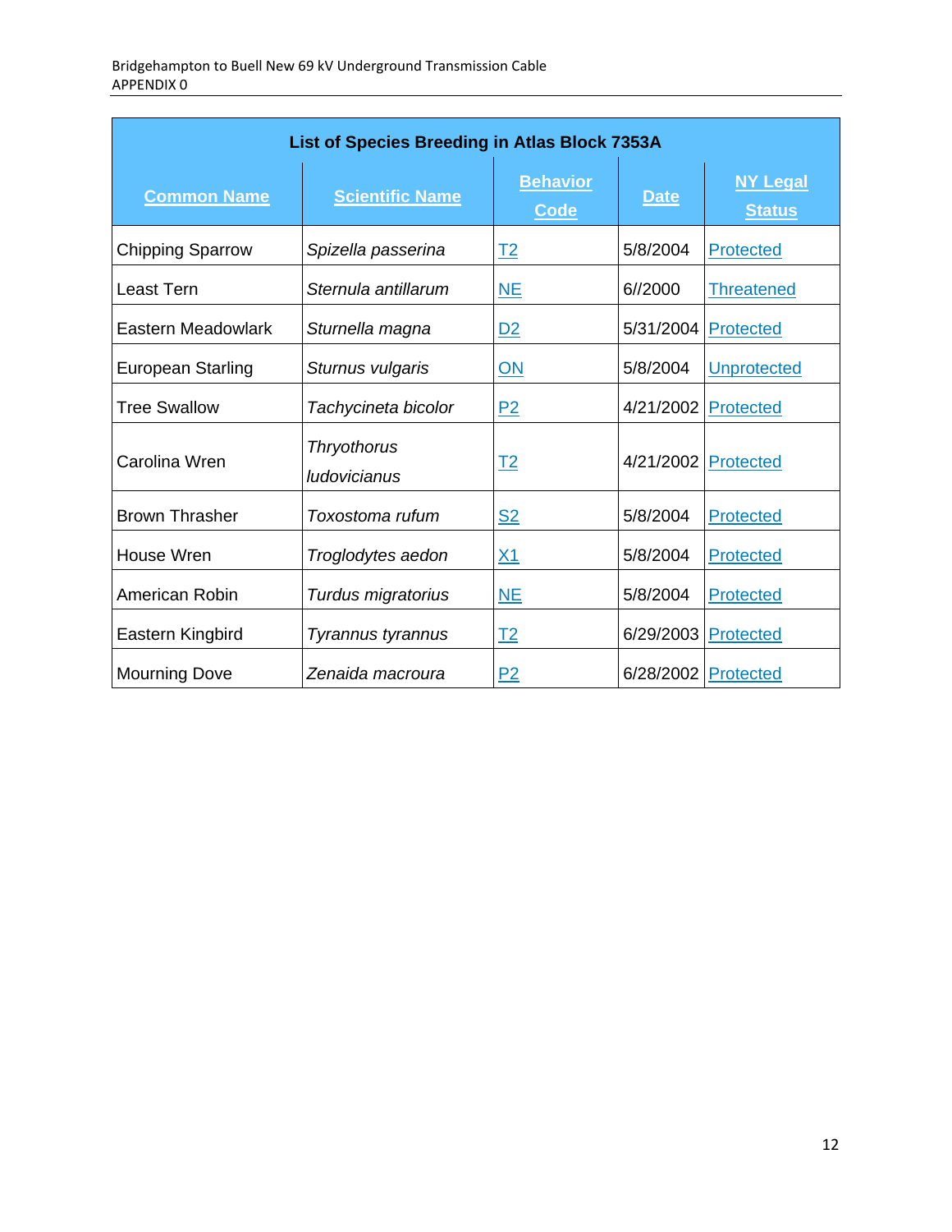| List of Species Breeding in Atlas Block 7353A | | | | |
|---|---|---|---|---|
| **Common Name** | **Scientific Name** | **Behavior Code** | **Date** | **NY Legal Status** |
| Chipping Sparrow | *Spizella passerina* | T2 | 5/8/2004 | Protected |
| Least Tern | *Sternula antillarum* | NE | 6//2000 | Threatened |
| Eastern Meadowlark | *Sturnella magna* | D2 | 5/31/2004 | Protected |
| European Starling | *Sturnus vulgaris* | ON | 5/8/2004 | Unprotected |
| Tree Swallow | *Tachycineta bicolor* | P2 | 4/21/2002 | Protected |
| Carolina Wren | *Thryothorus ludovicianus* | T2 | 4/21/2002 | Protected |
| Brown Thrasher | *Toxostoma rufum* | S2 | 5/8/2004 | Protected |
| House Wren | *Troglodytes aedon* | X1 | 5/8/2004 | Protected |
| American Robin | *Turdus migratorius* | NE | 5/8/2004 | Protected |
| Eastern Kingbird | *Tyrannus tyrannus* | T2 | 6/29/2003 | Protected |
| Mourning Dove | *Zenaida macroura* | P2 | 6/28/2002 | Protected |